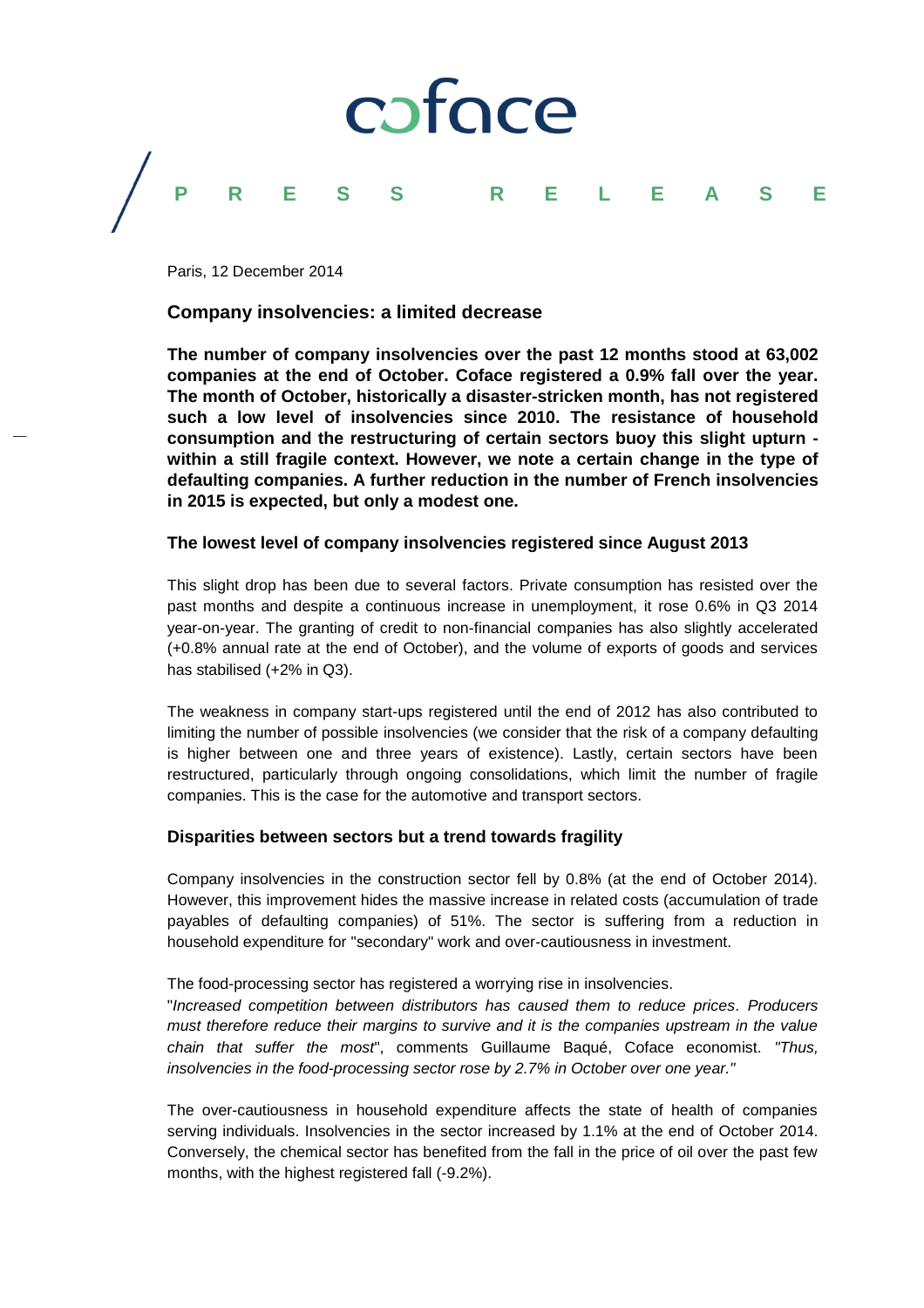coface

PRESS RELEASE

Paris, 12 December 2014

## Company insolvencies: a limited decrease

**The number of company insolvencies over the past 12 months stood at 63,002 companies at the end of October. Coface registered a 0.9% fall over the year. The month of October, historically a disaster-stricken month, has not registered such a low level of insolvencies since 2010. The resistance of household consumption and the restructuring of certain sectors buoy this slight upturn - within a still fragile context. However, we note a certain change in the type of defaulting companies. A further reduction in the number of French insolvencies in 2015 is expected, but only a modest one.**

### The lowest level of company insolvencies registered since August 2013

This slight drop has been due to several factors. Private consumption has resisted over the past months and despite a continuous increase in unemployment, it rose 0.6% in Q3 2014 year-on-year. The granting of credit to non-financial companies has also slightly accelerated (+0.8% annual rate at the end of October), and the volume of exports of goods and services has stabilised (+2% in Q3).

The weakness in company start-ups registered until the end of 2012 has also contributed to limiting the number of possible insolvencies (we consider that the risk of a company defaulting is higher between one and three years of existence). Lastly, certain sectors have been restructured, particularly through ongoing consolidations, which limit the number of fragile companies. This is the case for the automotive and transport sectors.

### Disparities between sectors but a trend towards fragility

Company insolvencies in the construction sector fell by 0.8% (at the end of October 2014). However, this improvement hides the massive increase in related costs (accumulation of trade payables of defaulting companies) of 51%. The sector is suffering from a reduction in household expenditure for "secondary" work and over-cautiousness in investment.

The food-processing sector has registered a worrying rise in insolvencies.
"*Increased competition between distributors has caused them to reduce prices. Producers must therefore reduce their margins to survive and it is the companies upstream in the value chain that suffer the most*", comments Guillaume Baqué, Coface economist. *"Thus, insolvencies in the food-processing sector rose by 2.7% in October over one year."*

The over-cautiousness in household expenditure affects the state of health of companies serving individuals. Insolvencies in the sector increased by 1.1% at the end of October 2014. Conversely, the chemical sector has benefited from the fall in the price of oil over the past few months, with the highest registered fall (-9.2%).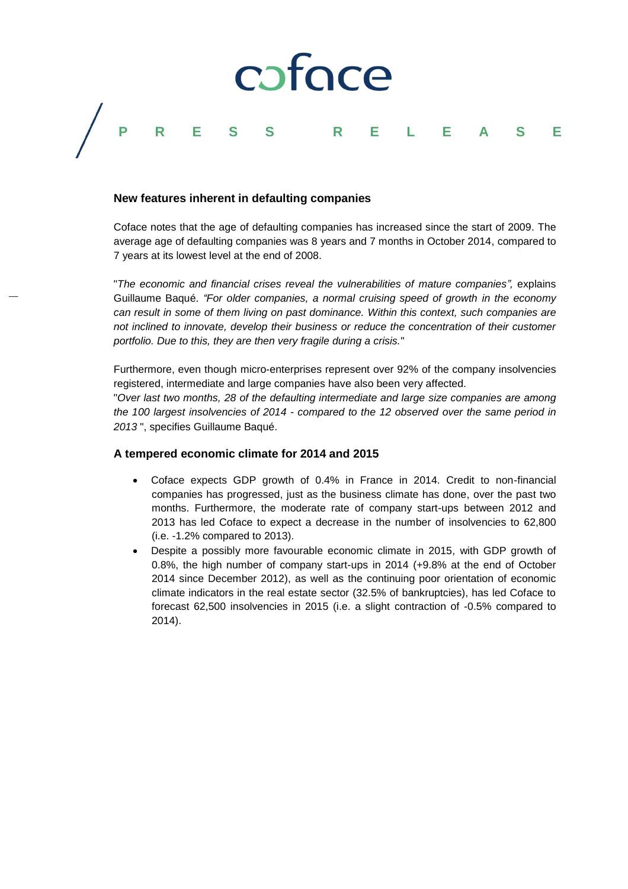## New features inherent in defaulting companies

Coface notes that the age of defaulting companies has increased since the start of 2009. The average age of defaulting companies was 8 years and 7 months in October 2014, compared to 7 years at its lowest level at the end of 2008.

"*The economic and financial crises reveal the vulnerabilities of mature companies",* explains Guillaume Baqué. *"For older companies, a normal cruising speed of growth in the economy can result in some of them living on past dominance. Within this context, such companies are not inclined to innovate, develop their business or reduce the concentration of their customer portfolio. Due to this, they are then very fragile during a crisis.*"

Furthermore, even though micro-enterprises represent over 92% of the company insolvencies registered, intermediate and large companies have also been very affected.
"*Over last two months, 28 of the defaulting intermediate and large size companies are among the 100 largest insolvencies of 2014 - compared to the 12 observed over the same period in 2013* ", specifies Guillaume Baqué.

## A tempered economic climate for 2014 and 2015

- Coface expects GDP growth of 0.4% in France in 2014. Credit to non-financial companies has progressed, just as the business climate has done, over the past two months. Furthermore, the moderate rate of company start-ups between 2012 and 2013 has led Coface to expect a decrease in the number of insolvencies to 62,800 (i.e. -1.2% compared to 2013).
- Despite a possibly more favourable economic climate in 2015, with GDP growth of 0.8%, the high number of company start-ups in 2014 (+9.8% at the end of October 2014 since December 2012), as well as the continuing poor orientation of economic climate indicators in the real estate sector (32.5% of bankruptcies), has led Coface to forecast 62,500 insolvencies in 2015 (i.e. a slight contraction of -0.5% compared to 2014).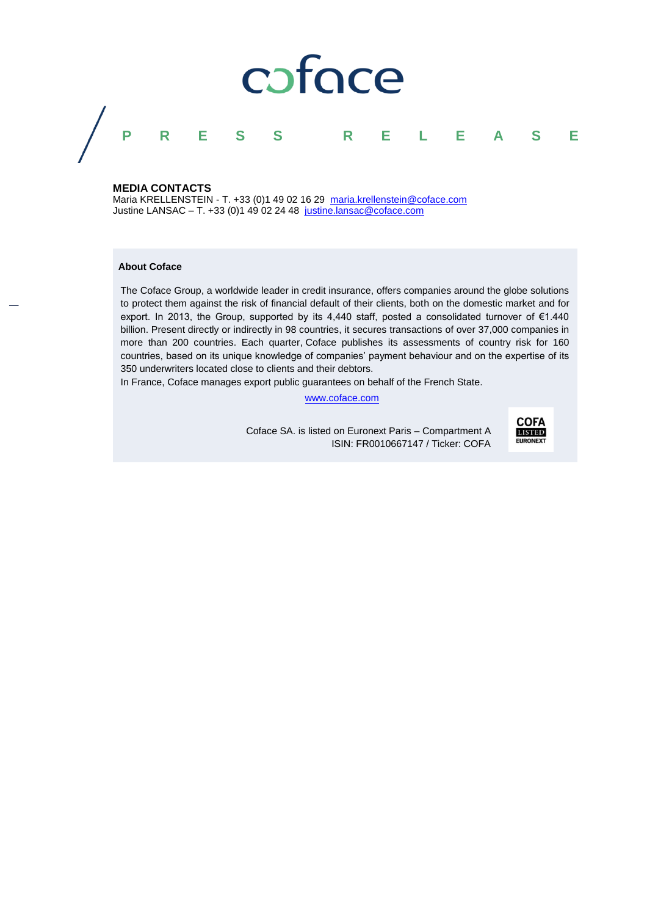**MEDIA CONTACTS**
Maria KRELLENSTEIN - T. +33 (0)1 49 02 16 29 [maria.krellenstein@coface.com](mailto:maria.krellenstein@coface.com)
Justine LANSAC – T. +33 (0)1 49 02 24 48 [justine.lansac@coface.com](mailto:justine.lansac@coface.com)

**About Coface**

The Coface Group, a worldwide leader in credit insurance, offers companies around the globe solutions to protect them against the risk of financial default of their clients, both on the domestic market and for export. In 2013, the Group, supported by its 4,440 staff, posted a consolidated turnover of €1.440 billion. Present directly or indirectly in 98 countries, it secures transactions of over 37,000 companies in more than 200 countries. Each quarter, Coface publishes its assessments of country risk for 160 countries, based on its unique knowledge of companies' payment behaviour and on the expertise of its 350 underwriters located close to clients and their debtors.
In France, Coface manages export public guarantees on behalf of the French State.

[www.coface.com](http://www.coface.com)

Coface SA. is listed on Euronext Paris – Compartment A
ISIN: FR0010667147 / Ticker: COFA